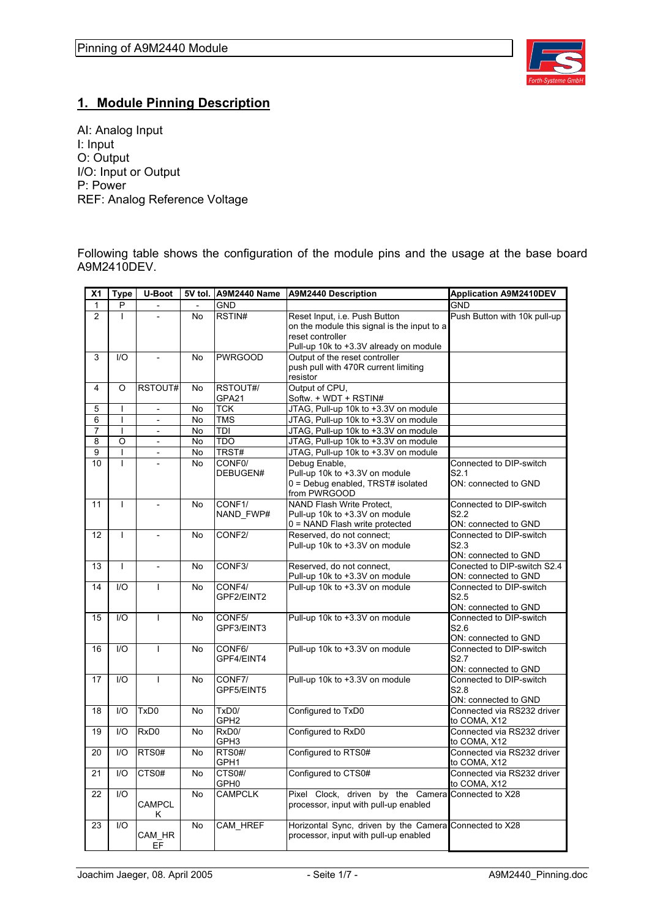## 1. Module Pinning Description

AI: Analog Input
I: Input
O: Output
I/O: Input or Output
P: Power
REF: Analog Reference Voltage

Following table shows the configuration of the module pins and the usage at the base board A9M2410DEV.

| X1 | Type | U-Boot | 5V tol. | A9M2440 Name | A9M2440 Description | Application A9M2410DEV |
|---|---|---|---|---|---|---|
| 1 | P | - | - | GND | | GND |
| 2 | I | - | No | RSTIN# | Reset Input, i.e. Push Button on the module this signal is the input to a reset controller Pull-up 10k to +3.3V already on module | Push Button with 10k pull-up |
| 3 | I/O | - | No | PWRGOOD | Output of the reset controller push pull with 470R current limiting resistor | |
| 4 | O | RSTOUT# | No | RSTOUT#/ GPA21 | Output of CPU, Softw. + WDT + RSTIN# | |
| 5 | I | - | No | TCK | JTAG, Pull-up 10k to +3.3V on module | |
| 6 | I | - | No | TMS | JTAG, Pull-up 10k to +3.3V on module | |
| 7 | I | - | No | TDI | JTAG, Pull-up 10k to +3.3V on module | |
| 8 | O | - | No | TDO | JTAG, Pull-up 10k to +3.3V on module | |
| 9 | I | - | No | TRST# | JTAG, Pull-up 10k to +3.3V on module | |
| 10 | I | - | No | CONF0/ DEBUGEN# | Debug Enable, Pull-up 10k to +3.3V on module 0 = Debug enabled, TRST# isolated from PWRGOOD | Connected to DIP-switch S2.1 ON: connected to GND |
| 11 | I | - | No | CONF1/ NAND_FWP# | NAND Flash Write Protect, Pull-up 10k to +3.3V on module 0 = NAND Flash write protected | Connected to DIP-switch S2.2 ON: connected to GND |
| 12 | I | - | No | CONF2/ | Reserved, do not connect; Pull-up 10k to +3.3V on module | Connected to DIP-switch S2.3 ON: connected to GND |
| 13 | I | - | No | CONF3/ | Reserved, do not connect, Pull-up 10k to +3.3V on module | Conected to DIP-switch S2.4 ON: connected to GND |
| 14 | I/O | I | No | CONF4/ GPF2/EINT2 | Pull-up 10k to +3.3V on module | Connected to DIP-switch S2.5 ON: connected to GND |
| 15 | I/O | I | No | CONF5/ GPF3/EINT3 | Pull-up 10k to +3.3V on module | Connected to DIP-switch S2.6 ON: connected to GND |
| 16 | I/O | I | No | CONF6/ GPF4/EINT4 | Pull-up 10k to +3.3V on module | Connected to DIP-switch S2.7 ON: connected to GND |
| 17 | I/O | I | No | CONF7/ GPF5/EINT5 | Pull-up 10k to +3.3V on module | Connected to DIP-switch S2.8 ON: connected to GND |
| 18 | I/O | TxD0 | No | TxD0/ GPH2 | Configured to TxD0 | Connected via RS232 driver to COMA, X12 |
| 19 | I/O | RxD0 | No | RxD0/ GPH3 | Configured to RxD0 | Connected via RS232 driver to COMA, X12 |
| 20 | I/O | RTS0# | No | RTS0#/ GPH1 | Configured to RTS0# | Connected via RS232 driver to COMA, X12 |
| 21 | I/O | CTS0# | No | CTS0#/ GPH0 | Configured to CTS0# | Connected via RS232 driver to COMA, X12 |
| 22 | I/O | CAMPCLK | No | CAMPCLK | Pixel Clock, driven by the Camera processor, input with pull-up enabled | Connected to X28 |
| 23 | I/O | CAM_HREF | No | CAM_HREF | Horizontal Sync, driven by the Camera processor, input with pull-up enabled | Connected to X28 |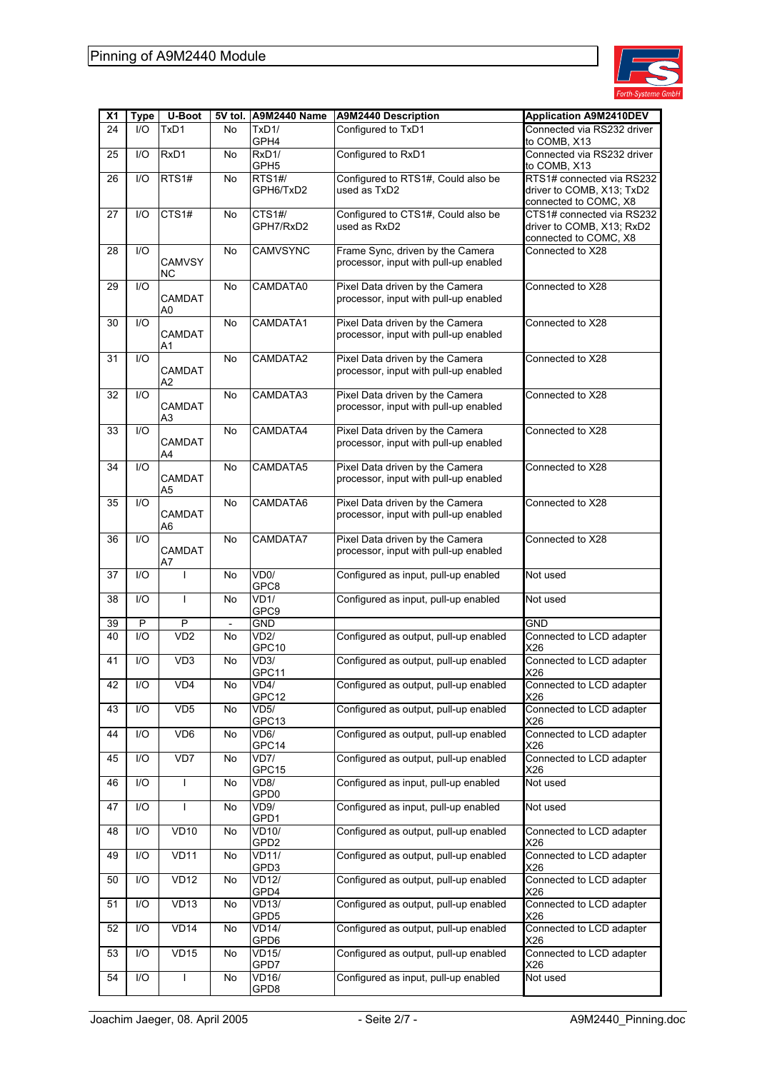| X1 | Type | U-Boot | 5V tol. | A9M2440 Name | A9M2440 Description | Application A9M2410DEV |
|---|---|---|---|---|---|---|
| 24 | I/O | TxD1 | No | TxD1/ GPH4 | Configured to TxD1 | Connected via RS232 driver to COMB, X13 |
| 25 | I/O | RxD1 | No | RxD1/ GPH5 | Configured to RxD1 | Connected via RS232 driver to COMB, X13 |
| 26 | I/O | RTS1# | No | RTS1#/ GPH6/TxD2 | Configured to RTS1#, Could also be used as TxD2 | RTS1# connected via RS232 driver to COMB, X13; TxD2 connected to COMC, X8 |
| 27 | I/O | CTS1# | No | CTS1#/ GPH7/RxD2 | Configured to CTS1#, Could also be used as RxD2 | CTS1# connected via RS232 driver to COMB, X13; RxD2 connected to COMC, X8 |
| 28 | I/O | CAMVSYNC | No | CAMVSYNC | Frame Sync, driven by the Camera processor, input with pull-up enabled | Connected to X28 |
| 29 | I/O | CAMDATA0 | No | CAMDATA0 | Pixel Data driven by the Camera processor, input with pull-up enabled | Connected to X28 |
| 30 | I/O | CAMDATA1 | No | CAMDATA1 | Pixel Data driven by the Camera processor, input with pull-up enabled | Connected to X28 |
| 31 | I/O | CAMDATA2 | No | CAMDATA2 | Pixel Data driven by the Camera processor, input with pull-up enabled | Connected to X28 |
| 32 | I/O | CAMDATA3 | No | CAMDATA3 | Pixel Data driven by the Camera processor, input with pull-up enabled | Connected to X28 |
| 33 | I/O | CAMDATA4 | No | CAMDATA4 | Pixel Data driven by the Camera processor, input with pull-up enabled | Connected to X28 |
| 34 | I/O | CAMDATA5 | No | CAMDATA5 | Pixel Data driven by the Camera processor, input with pull-up enabled | Connected to X28 |
| 35 | I/O | CAMDATA6 | No | CAMDATA6 | Pixel Data driven by the Camera processor, input with pull-up enabled | Connected to X28 |
| 36 | I/O | CAMDATA7 | No | CAMDATA7 | Pixel Data driven by the Camera processor, input with pull-up enabled | Connected to X28 |
| 37 | I/O | I | No | VD0/ GPC8 | Configured as input, pull-up enabled | Not used |
| 38 | I/O | I | No | VD1/ GPC9 | Configured as input, pull-up enabled | Not used |
| 39 | P | P | - | GND | | GND |
| 40 | I/O | VD2 | No | VD2/ GPC10 | Configured as output, pull-up enabled | Connected to LCD adapter X26 |
| 41 | I/O | VD3 | No | VD3/ GPC11 | Configured as output, pull-up enabled | Connected to LCD adapter X26 |
| 42 | I/O | VD4 | No | VD4/ GPC12 | Configured as output, pull-up enabled | Connected to LCD adapter X26 |
| 43 | I/O | VD5 | No | VD5/ GPC13 | Configured as output, pull-up enabled | Connected to LCD adapter X26 |
| 44 | I/O | VD6 | No | VD6/ GPC14 | Configured as output, pull-up enabled | Connected to LCD adapter X26 |
| 45 | I/O | VD7 | No | VD7/ GPC15 | Configured as output, pull-up enabled | Connected to LCD adapter X26 |
| 46 | I/O | I | No | VD8/ GPD0 | Configured as input, pull-up enabled | Not used |
| 47 | I/O | I | No | VD9/ GPD1 | Configured as input, pull-up enabled | Not used |
| 48 | I/O | VD10 | No | VD10/ GPD2 | Configured as output, pull-up enabled | Connected to LCD adapter X26 |
| 49 | I/O | VD11 | No | VD11/ GPD3 | Configured as output, pull-up enabled | Connected to LCD adapter X26 |
| 50 | I/O | VD12 | No | VD12/ GPD4 | Configured as output, pull-up enabled | Connected to LCD adapter X26 |
| 51 | I/O | VD13 | No | VD13/ GPD5 | Configured as output, pull-up enabled | Connected to LCD adapter X26 |
| 52 | I/O | VD14 | No | VD14/ GPD6 | Configured as output, pull-up enabled | Connected to LCD adapter X26 |
| 53 | I/O | VD15 | No | VD15/ GPD7 | Configured as output, pull-up enabled | Connected to LCD adapter X26 |
| 54 | I/O | I | No | VD16/ GPD8 | Configured as input, pull-up enabled | Not used |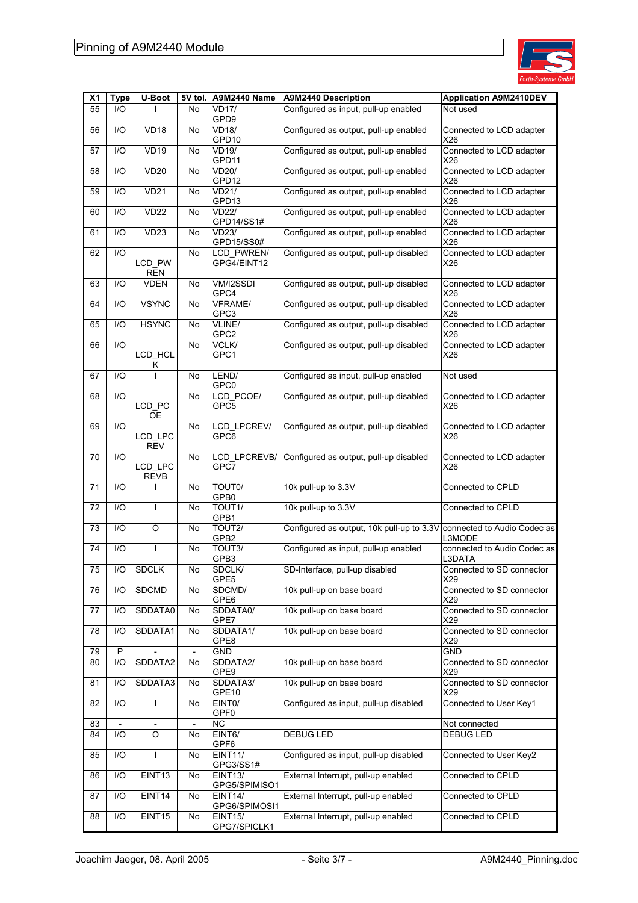| X1 | Type | U-Boot | 5V tol. | A9M2440 Name | A9M2440 Description | Application A9M2410DEV |
|---|---|---|---|---|---|---|
| 55 | I/O | I | No | VD17/ GPD9 | Configured as input, pull-up enabled | Not used |
| 56 | I/O | VD18 | No | VD18/ GPD10 | Configured as output, pull-up enabled | Connected to LCD adapter X26 |
| 57 | I/O | VD19 | No | VD19/ GPD11 | Configured as output, pull-up enabled | Connected to LCD adapter X26 |
| 58 | I/O | VD20 | No | VD20/ GPD12 | Configured as output, pull-up enabled | Connected to LCD adapter X26 |
| 59 | I/O | VD21 | No | VD21/ GPD13 | Configured as output, pull-up enabled | Connected to LCD adapter X26 |
| 60 | I/O | VD22 | No | VD22/ GPD14/SS1# | Configured as output, pull-up enabled | Connected to LCD adapter X26 |
| 61 | I/O | VD23 | No | VD23/ GPD15/SS0# | Configured as output, pull-up enabled | Connected to LCD adapter X26 |
| 62 | I/O | LCD_PW REN | No | LCD_PWREN/ GPG4/EINT12 | Configured as output, pull-up disabled | Connected to LCD adapter X26 |
| 63 | I/O | VDEN | No | VM/I2SSDI GPC4 | Configured as output, pull-up disabled | Connected to LCD adapter X26 |
| 64 | I/O | VSYNC | No | VFRAME/ GPC3 | Configured as output, pull-up disabled | Connected to LCD adapter X26 |
| 65 | I/O | HSYNC | No | VLINE/ GPC2 | Configured as output, pull-up disabled | Connected to LCD adapter X26 |
| 66 | I/O | LCD_HCL K | No | VCLK/ GPC1 | Configured as output, pull-up disabled | Connected to LCD adapter X26 |
| 67 | I/O | I | No | LEND/ GPC0 | Configured as input, pull-up enabled | Not used |
| 68 | I/O | LCD_PC OE | No | LCD_PCOE/ GPC5 | Configured as output, pull-up disabled | Connected to LCD adapter X26 |
| 69 | I/O | LCD_LPC REV | No | LCD_LPCREV/ GPC6 | Configured as output, pull-up disabled | Connected to LCD adapter X26 |
| 70 | I/O | LCD_LPC REVB | No | LCD_LPCREVB/ GPC7 | Configured as output, pull-up disabled | Connected to LCD adapter X26 |
| 71 | I/O | I | No | TOUT0/ GPB0 | 10k pull-up to 3.3V | Connected to CPLD |
| 72 | I/O | I | No | TOUT1/ GPB1 | 10k pull-up to 3.3V | Connected to CPLD |
| 73 | I/O | O | No | TOUT2/ GPB2 | Configured as output, 10k pull-up to 3.3V | connected to Audio Codec as L3MODE |
| 74 | I/O | I | No | TOUT3/ GPB3 | Configured as input, pull-up enabled | connected to Audio Codec as L3DATA |
| 75 | I/O | SDCLK | No | SDCLK/ GPE5 | SD-Interface, pull-up disabled | Connected to SD connector X29 |
| 76 | I/O | SDCMD | No | SDCMD/ GPE6 | 10k pull-up on base board | Connected to SD connector X29 |
| 77 | I/O | SDDATA0 | No | SDDATA0/ GPE7 | 10k pull-up on base board | Connected to SD connector X29 |
| 78 | I/O | SDDATA1 | No | SDDATA1/ GPE8 | 10k pull-up on base board | Connected to SD connector X29 |
| 79 | P | - | - | GND | | GND |
| 80 | I/O | SDDATA2 | No | SDDATA2/ GPE9 | 10k pull-up on base board | Connected to SD connector X29 |
| 81 | I/O | SDDATA3 | No | SDDATA3/ GPE10 | 10k pull-up on base board | Connected to SD connector X29 |
| 82 | I/O | I | No | EINT0/ GPF0 | Configured as input, pull-up disabled | Connected to User Key1 |
| 83 | - | - | - | NC | | Not connected |
| 84 | I/O | O | No | EINT6/ GPF6 | DEBUG LED | DEBUG LED |
| 85 | I/O | I | No | EINT11/ GPG3/SS1# | Configured as input, pull-up disabled | Connected to User Key2 |
| 86 | I/O | EINT13 | No | EINT13/ GPG5/SPIMISO1 | External Interrupt, pull-up enabled | Connected to CPLD |
| 87 | I/O | EINT14 | No | EINT14/ GPG6/SPIMOSI1 | External Interrupt, pull-up enabled | Connected to CPLD |
| 88 | I/O | EINT15 | No | EINT15/ GPG7/SPICLK1 | External Interrupt, pull-up enabled | Connected to CPLD |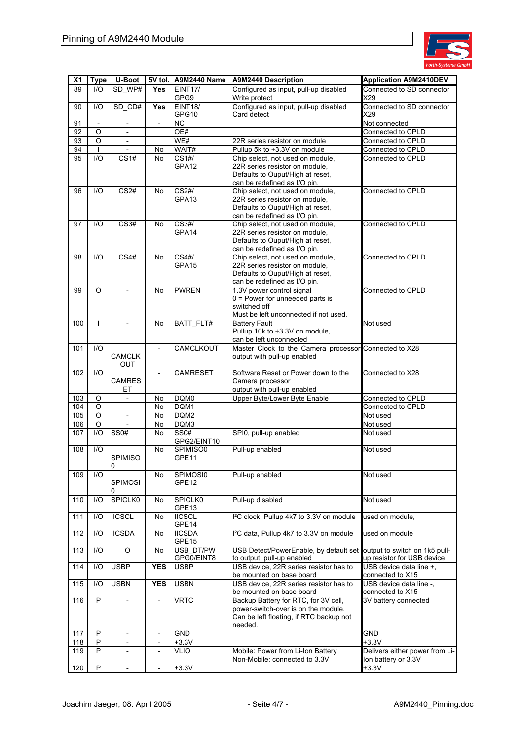| X1 | Type | U-Boot | 5V tol. | A9M2440 Name | A9M2440 Description | Application A9M2410DEV |
|---|---|---|---|---|---|---|
| 89 | I/O | SD_WP# | **Yes** | EINT17/ GPG9 | Configured as input, pull-up disabled Write protect | Connected to SD connector X29 |
| 90 | I/O | SD_CD# | **Yes** | EINT18/ GPG10 | Configured as input, pull-up disabled Card detect | Connected to SD connector X29 |
| 91 | - | - | - | NC | | Not connected |
| 92 | O | - | | OE# | | Connected to CPLD |
| 93 | O | - | | WE# | 22R series resistor on module | Connected to CPLD |
| 94 | I | - | No | WAIT# | Pullup 5k to +3.3V on module | Connected to CPLD |
| 95 | I/O | CS1# | No | CS1#/ GPA12 | Chip select, not used on module, 22R series resistor on module, Defaults to Ouput/High at reset, can be redefined as I/O pin. | Connected to CPLD |
| 96 | I/O | CS2# | No | CS2#/ GPA13 | Chip select, not used on module, 22R series resistor on module, Defaults to Ouput/High at reset, can be redefined as I/O pin. | Connected to CPLD |
| 97 | I/O | CS3# | No | CS3#/ GPA14 | Chip select, not used on module, 22R series resistor on module, Defaults to Ouput/High at reset, can be redefined as I/O pin. | Connected to CPLD |
| 98 | I/O | CS4# | No | CS4#/ GPA15 | Chip select, not used on module, 22R series resistor on module, Defaults to Ouput/High at reset, can be redefined as I/O pin. | Connected to CPLD |
| 99 | O | - | No | PWREN | 1.3V power control signal 0 = Power for unneeded parts is switched off Must be left unconnected if not used. | Connected to CPLD |
| 100 | I | - | No | BATT_FLT# | Battery Fault Pullup 10k to +3.3V on module, can be left unconnected | Not used |
| 101 | I/O | CAMCLK OUT | - | CAMCLKOUT | Master Clock to the Camera processor output with pull-up enabled | Connected to X28 |
| 102 | I/O | CAMRES ET | - | CAMRESET | Software Reset or Power down to the Camera processor output with pull-up enabled | Connected to X28 |
| 103 | O | - | No | DQM0 | Upper Byte/Lower Byte Enable | Connected to CPLD |
| 104 | O | - | No | DQM1 | | Connected to CPLD |
| 105 | O | - | No | DQM2 | | Not used |
| 106 | O | - | No | DQM3 | | Not used |
| 107 | I/O | SS0# | No | SS0# GPG2/EINT10 | SPI0, pull-up enabled | Not used |
| 108 | I/O | SPIMISO 0 | No | SPIMISO0 GPE11 | Pull-up enabled | Not used |
| 109 | I/O | SPIMOSI 0 | No | SPIMOSI0 GPE12 | Pull-up enabled | Not used |
| 110 | I/O | SPICLK0 | No | SPICLK0 GPE13 | Pull-up disabled | Not used |
| 111 | I/O | IICSCL | No | IICSCL GPE14 | I²C clock, Pullup 4k7 to 3.3V on module | used on module, |
| 112 | I/O | IICSDA | No | IICSDA GPE15 | I²C data, Pullup 4k7 to 3.3V on module | used on module |
| 113 | I/O | O | No | USB_DT/PW GPG0/EINT8 | USB Detect/PowerEnable, by default set to output, pull-up enabled | output to switch on 1k5 pull-up resistor for USB device |
| 114 | I/O | USBP | **YES** | USBP | USB device, 22R series resistor has to be mounted on base board | USB device data line +, connected to X15 |
| 115 | I/O | USBN | **YES** | USBN | USB device, 22R series resistor has to be mounted on base board | USB device data line -, connected to X15 |
| 116 | P | - | - | VRTC | Backup Battery for RTC, for 3V cell, power-switch-over is on the module, Can be left floating, if RTC backup not needed. | 3V battery connected |
| 117 | P | - | - | GND | | GND |
| 118 | P | - | - | +3.3V | | +3.3V |
| 119 | P | - | - | VLIO | Mobile: Power from Li-Ion Battery Non-Mobile: connected to 3.3V | Delivers either power from Li-Ion battery or 3.3V |
| 120 | P | - | - | +3.3V | | +3.3V |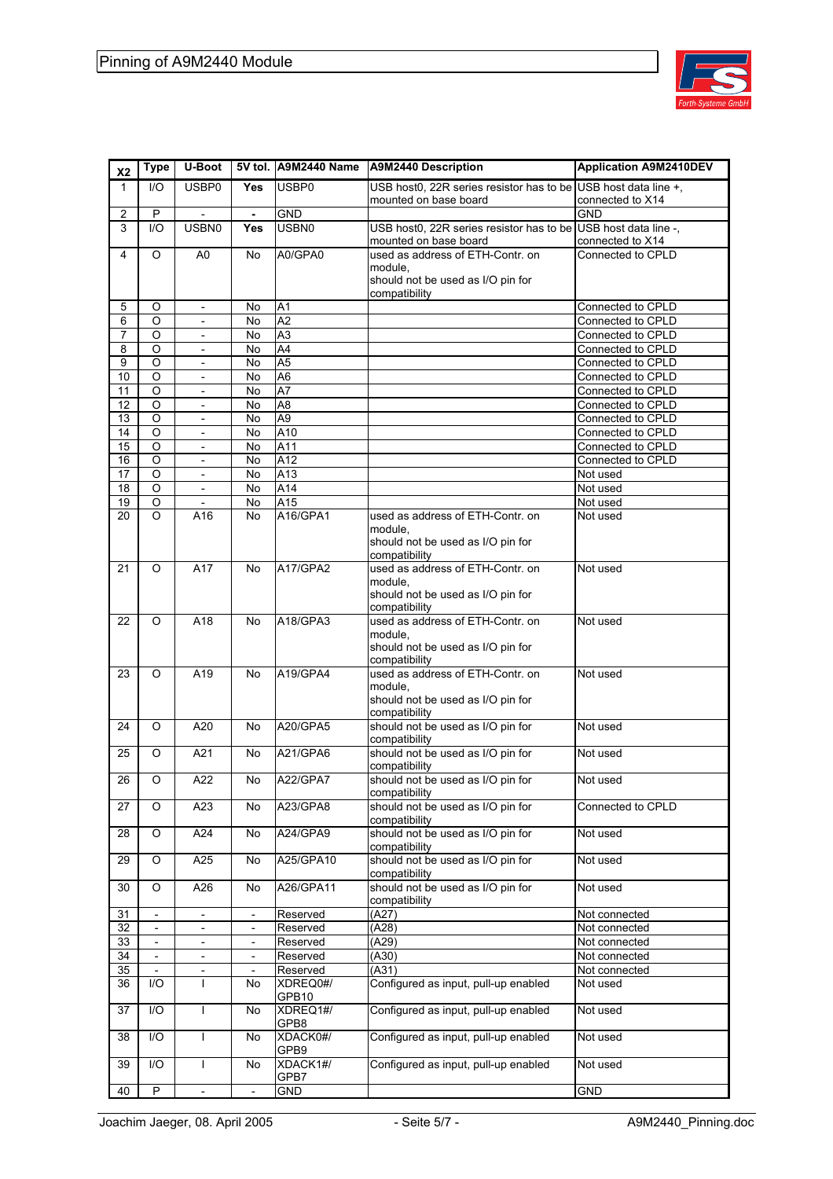| X2 | Type | U-Boot | 5V tol. | A9M2440 Name | A9M2440 Description | Application A9M2410DEV |
|---|---|---|---|---|---|---|
| 1 | I/O | USBP0 | **Yes** | USBP0 | USB host0, 22R series resistor has to be mounted on base board | USB host data line +, connected to X14 |
| 2 | P | - | - | GND | | GND |
| 3 | I/O | USBN0 | **Yes** | USBN0 | USB host0, 22R series resistor has to be mounted on base board | USB host data line -, connected to X14 |
| 4 | O | A0 | No | A0/GPA0 | used as address of ETH-Contr. on module, should not be used as I/O pin for compatibility | Connected to CPLD |
| 5 | O | - | No | A1 | | Connected to CPLD |
| 6 | O | - | No | A2 | | Connected to CPLD |
| 7 | O | - | No | A3 | | Connected to CPLD |
| 8 | O | - | No | A4 | | Connected to CPLD |
| 9 | O | - | No | A5 | | Connected to CPLD |
| 10 | O | - | No | A6 | | Connected to CPLD |
| 11 | O | - | No | A7 | | Connected to CPLD |
| 12 | O | - | No | A8 | | Connected to CPLD |
| 13 | O | - | No | A9 | | Connected to CPLD |
| 14 | O | - | No | A10 | | Connected to CPLD |
| 15 | O | - | No | A11 | | Connected to CPLD |
| 16 | O | - | No | A12 | | Connected to CPLD |
| 17 | O | - | No | A13 | | Not used |
| 18 | O | - | No | A14 | | Not used |
| 19 | O | - | No | A15 | | Not used |
| 20 | O | A16 | No | A16/GPA1 | used as address of ETH-Contr. on module, should not be used as I/O pin for compatibility | Not used |
| 21 | O | A17 | No | A17/GPA2 | used as address of ETH-Contr. on module, should not be used as I/O pin for compatibility | Not used |
| 22 | O | A18 | No | A18/GPA3 | used as address of ETH-Contr. on module, should not be used as I/O pin for compatibility | Not used |
| 23 | O | A19 | No | A19/GPA4 | used as address of ETH-Contr. on module, should not be used as I/O pin for compatibility | Not used |
| 24 | O | A20 | No | A20/GPA5 | should not be used as I/O pin for compatibility | Not used |
| 25 | O | A21 | No | A21/GPA6 | should not be used as I/O pin for compatibility | Not used |
| 26 | O | A22 | No | A22/GPA7 | should not be used as I/O pin for compatibility | Not used |
| 27 | O | A23 | No | A23/GPA8 | should not be used as I/O pin for compatibility | Connected to CPLD |
| 28 | O | A24 | No | A24/GPA9 | should not be used as I/O pin for compatibility | Not used |
| 29 | O | A25 | No | A25/GPA10 | should not be used as I/O pin for compatibility | Not used |
| 30 | O | A26 | No | A26/GPA11 | should not be used as I/O pin for compatibility | Not used |
| 31 | - | - | - | Reserved | (A27) | Not connected |
| 32 | - | - | - | Reserved | (A28) | Not connected |
| 33 | - | - | - | Reserved | (A29) | Not connected |
| 34 | - | - | - | Reserved | (A30) | Not connected |
| 35 | - | - | - | Reserved | (A31) | Not connected |
| 36 | I/O | I | No | XDREQ0#/ GPB10 | Configured as input, pull-up enabled | Not used |
| 37 | I/O | I | No | XDREQ1#/ GPB8 | Configured as input, pull-up enabled | Not used |
| 38 | I/O | I | No | XDACK0#/ GPB9 | Configured as input, pull-up enabled | Not used |
| 39 | I/O | I | No | XDACK1#/ GPB7 | Configured as input, pull-up enabled | Not used |
| 40 | P | - | - | GND | | GND |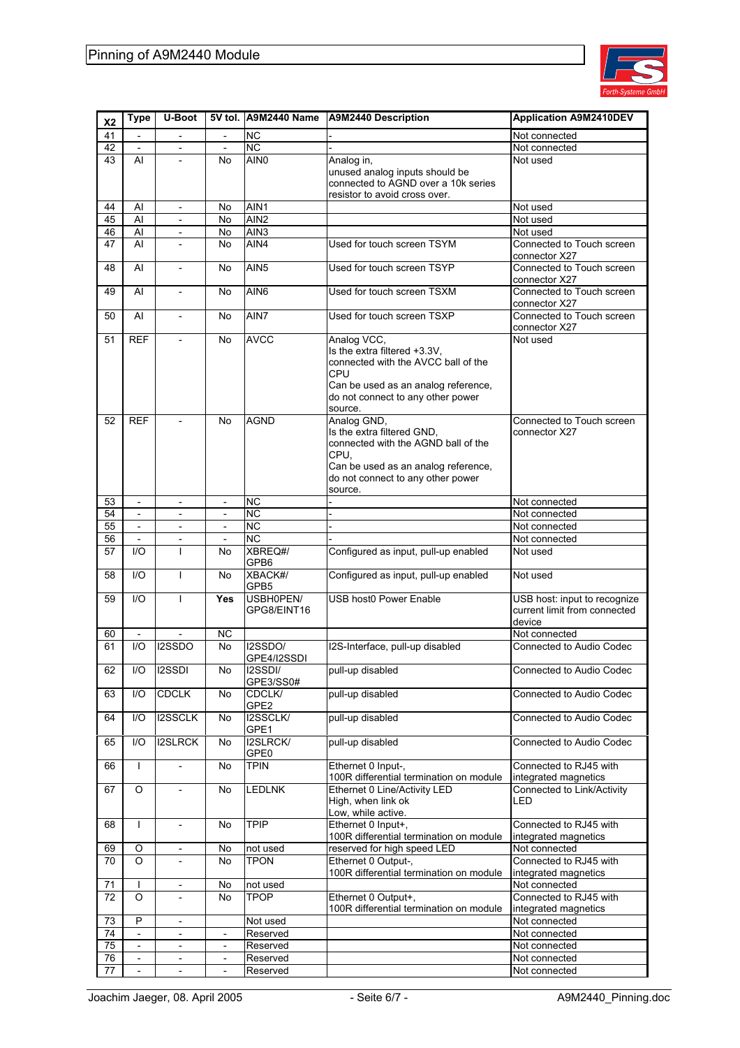| X2 | Type | U-Boot | 5V tol. | A9M2440 Name | A9M2440 Description | Application A9M2410DEV |
|---|---|---|---|---|---|---|
| 41 | - | - | - | NC | - | Not connected |
| 42 | - | - | - | NC | - | Not connected |
| 43 | AI | - | No | AIN0 | Analog in, unused analog inputs should be connected to AGND over a 10k series resistor to avoid cross over. | Not used |
| 44 | AI | - | No | AIN1 | | Not used |
| 45 | AI | - | No | AIN2 | | Not used |
| 46 | AI | - | No | AIN3 | | Not used |
| 47 | AI | - | No | AIN4 | Used for touch screen TSYM | Connected to Touch screen connector X27 |
| 48 | AI | - | No | AIN5 | Used for touch screen TSYP | Connected to Touch screen connector X27 |
| 49 | AI | - | No | AIN6 | Used for touch screen TSXM | Connected to Touch screen connector X27 |
| 50 | AI | - | No | AIN7 | Used for touch screen TSXP | Connected to Touch screen connector X27 |
| 51 | REF | - | No | AVCC | Analog VCC, Is the extra filtered +3.3V, connected with the AVCC ball of the CPU Can be used as an analog reference, do not connect to any other power source. | Not used |
| 52 | REF | - | No | AGND | Analog GND, Is the extra filtered GND, connected with the AGND ball of the CPU, Can be used as an analog reference, do not connect to any other power source. | Connected to Touch screen connector X27 |
| 53 | - | - | - | NC | - | Not connected |
| 54 | - | - | - | NC | - | Not connected |
| 55 | - | - | - | NC | - | Not connected |
| 56 | - | - | - | NC | - | Not connected |
| 57 | I/O | I | No | XBREQ#/ GPB6 | Configured as input, pull-up enabled | Not used |
| 58 | I/O | I | No | XBACK#/ GPB5 | Configured as input, pull-up enabled | Not used |
| 59 | I/O | I | **Yes** | USBH0PEN/ GPG8/EINT16 | USB host0 Power Enable | USB host: input to recognize current limit from connected device |
| 60 | - | - | NC | | | Not connected |
| 61 | I/O | I2SSDO | No | I2SSDO/ GPE4/I2SSDI | I2S-Interface, pull-up disabled | Connected to Audio Codec |
| 62 | I/O | I2SSDI | No | I2SSDI/ GPE3/SS0# | pull-up disabled | Connected to Audio Codec |
| 63 | I/O | CDCLK | No | CDCLK/ GPE2 | pull-up disabled | Connected to Audio Codec |
| 64 | I/O | I2SSCLK | No | I2SSCLK/ GPE1 | pull-up disabled | Connected to Audio Codec |
| 65 | I/O | I2SLRCK | No | I2SLRCK/ GPE0 | pull-up disabled | Connected to Audio Codec |
| 66 | I | - | No | TPIN | Ethernet 0 Input-, 100R differential termination on module | Connected to RJ45 with integrated magnetics |
| 67 | O | - | No | LEDLNK | Ethernet 0 Line/Activity LED High, when link ok Low, while active. | Connected to Link/Activity LED |
| 68 | I | - | No | TPIP | Ethernet 0 Input+, 100R differential termination on module | Connected to RJ45 with integrated magnetics |
| 69 | O | - | No | not used | reserved for high speed LED | Not connected |
| 70 | O | - | No | TPON | Ethernet 0 Output-, 100R differential termination on module | Connected to RJ45 with integrated magnetics |
| 71 | I | - | No | not used | | Not connected |
| 72 | O | - | No | TPOP | Ethernet 0 Output+, 100R differential termination on module | Connected to RJ45 with integrated magnetics |
| 73 | P | - | | Not used | | Not connected |
| 74 | - | - | - | Reserved | | Not connected |
| 75 | - | - | - | Reserved | | Not connected |
| 76 | - | - | - | Reserved | | Not connected |
| 77 | - | - | - | Reserved | | Not connected |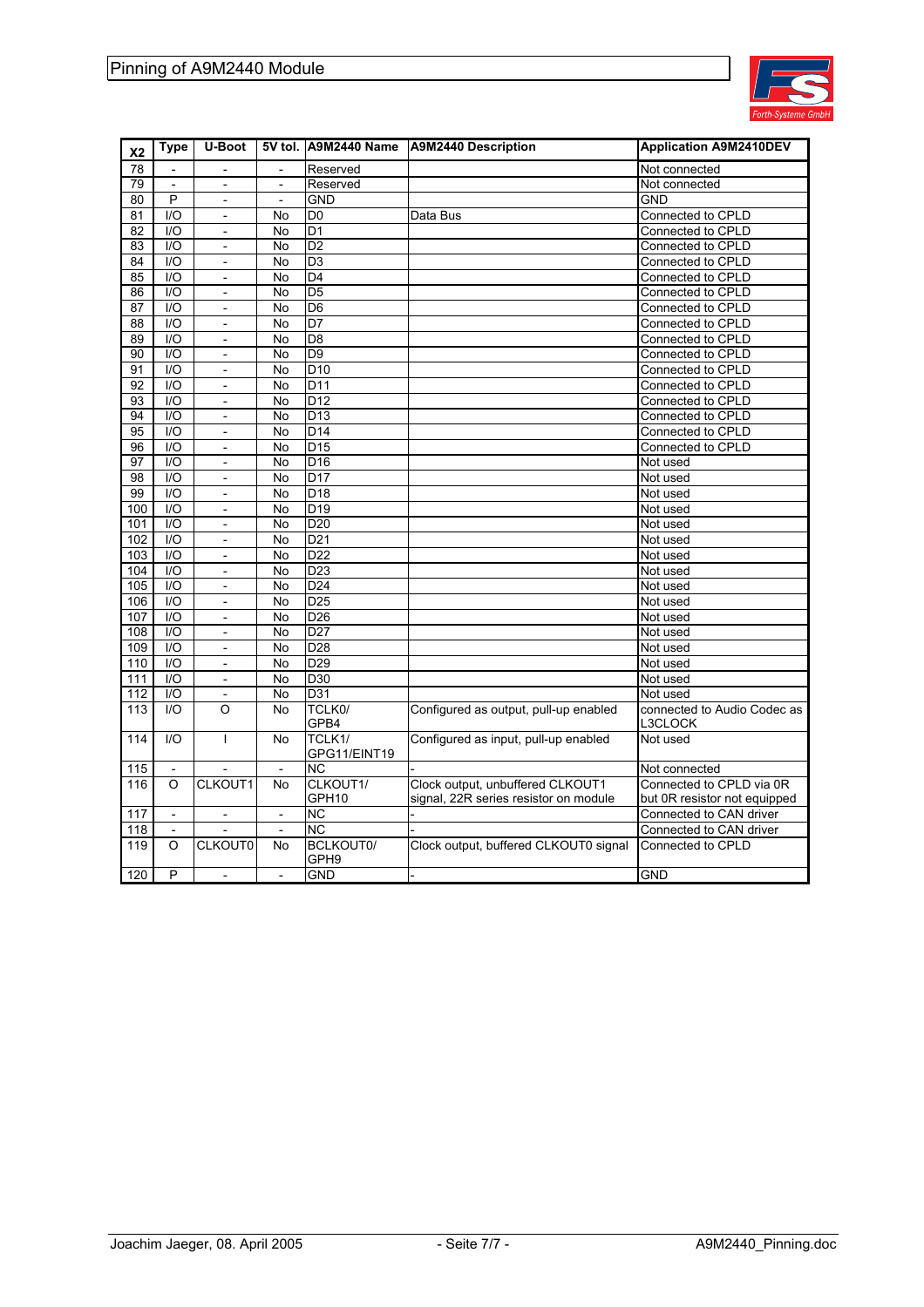| X2 | Type | U-Boot | 5V tol. | A9M2440 Name | A9M2440 Description | Application A9M2410DEV |
|---|---|---|---|---|---|---|
| 78 | - | - | - | Reserved | | Not connected |
| 79 | - | - | - | Reserved | | Not connected |
| 80 | P | - | - | GND | | GND |
| 81 | I/O | - | No | D0 | Data Bus | Connected to CPLD |
| 82 | I/O | - | No | D1 | | Connected to CPLD |
| 83 | I/O | - | No | D2 | | Connected to CPLD |
| 84 | I/O | - | No | D3 | | Connected to CPLD |
| 85 | I/O | - | No | D4 | | Connected to CPLD |
| 86 | I/O | - | No | D5 | | Connected to CPLD |
| 87 | I/O | - | No | D6 | | Connected to CPLD |
| 88 | I/O | - | No | D7 | | Connected to CPLD |
| 89 | I/O | - | No | D8 | | Connected to CPLD |
| 90 | I/O | - | No | D9 | | Connected to CPLD |
| 91 | I/O | - | No | D10 | | Connected to CPLD |
| 92 | I/O | - | No | D11 | | Connected to CPLD |
| 93 | I/O | - | No | D12 | | Connected to CPLD |
| 94 | I/O | - | No | D13 | | Connected to CPLD |
| 95 | I/O | - | No | D14 | | Connected to CPLD |
| 96 | I/O | - | No | D15 | | Connected to CPLD |
| 97 | I/O | - | No | D16 | | Not used |
| 98 | I/O | - | No | D17 | | Not used |
| 99 | I/O | - | No | D18 | | Not used |
| 100 | I/O | - | No | D19 | | Not used |
| 101 | I/O | - | No | D20 | | Not used |
| 102 | I/O | - | No | D21 | | Not used |
| 103 | I/O | - | No | D22 | | Not used |
| 104 | I/O | - | No | D23 | | Not used |
| 105 | I/O | - | No | D24 | | Not used |
| 106 | I/O | - | No | D25 | | Not used |
| 107 | I/O | - | No | D26 | | Not used |
| 108 | I/O | - | No | D27 | | Not used |
| 109 | I/O | - | No | D28 | | Not used |
| 110 | I/O | - | No | D29 | | Not used |
| 111 | I/O | - | No | D30 | | Not used |
| 112 | I/O | - | No | D31 | | Not used |
| 113 | I/O | O | No | TCLK0/ GPB4 | Configured as output, pull-up enabled | connected to Audio Codec as L3CLOCK |
| 114 | I/O | I | No | TCLK1/ GPG11/EINT19 | Configured as input, pull-up enabled | Not used |
| 115 | - | - | - | NC | - | Not connected |
| 116 | O | CLKOUT1 | No | CLKOUT1/ GPH10 | Clock output, unbuffered CLKOUT1 signal, 22R series resistor on module | Connected to CPLD via 0R but 0R resistor not equipped |
| 117 | - | - | - | NC | - | Connected to CAN driver |
| 118 | - | - | - | NC | - | Connected to CAN driver |
| 119 | O | CLKOUT0 | No | BCLKOUT0/ GPH9 | Clock output, buffered CLKOUT0 signal | Connected to CPLD |
| 120 | P | - | - | GND | - | GND |